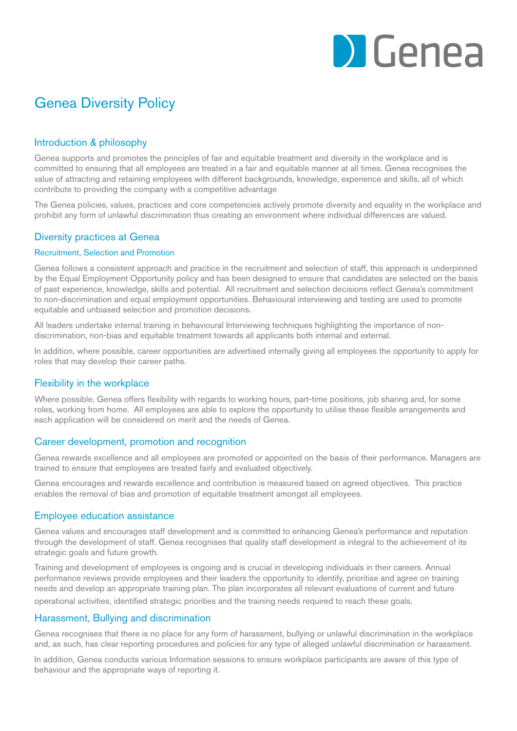# Genea Diversity Policy

## Introduction & philosophy

Genea supports and promotes the principles of fair and equitable treatment and diversity in the workplace and is committed to ensuring that all employees are treated in a fair and equitable manner at all times. Genea recognises the value of attracting and retaining employees with different backgrounds, knowledge, experience and skills, all of which contribute to providing the company with a competitive advantage

The Genea policies, values, practices and core competencies actively promote diversity and equality in the workplace and prohibit any form of unlawful discrimination thus creating an environment where individual differences are valued.

## Diversity practices at Genea

### Recruitment, Selection and Promotion

Genea follows a consistent approach and practice in the recruitment and selection of staff, this approach is underpinned by the Equal Employment Opportunity policy and has been designed to ensure that candidates are selected on the basis of past experience, knowledge, skills and potential. All recruitment and selection decisions reflect Genea's commitment to non-discrimination and equal employment opportunities. Behavioural interviewing and testing are used to promote equitable and unbiased selection and promotion decisions.

All leaders undertake internal training in behavioural Interviewing techniques highlighting the importance of non-discrimination, non-bias and equitable treatment towards all applicants both internal and external.

In addition, where possible, career opportunities are advertised internally giving all employees the opportunity to apply for roles that may develop their career paths.

## Flexibility in the workplace

Where possible, Genea offers flexibility with regards to working hours, part-time positions, job sharing and, for some roles, working from home. All employees are able to explore the opportunity to utilise these flexible arrangements and each application will be considered on merit and the needs of Genea.

## Career development, promotion and recognition

Genea rewards excellence and all employees are promoted or appointed on the basis of their performance. Managers are trained to ensure that employees are treated fairly and evaluated objectively.

Genea encourages and rewards excellence and contribution is measured based on agreed objectives. This practice enables the removal of bias and promotion of equitable treatment amongst all employees.

## Employee education assistance

Genea values and encourages staff development and is committed to enhancing Genea's performance and reputation through the development of staff. Genea recognises that quality staff development is integral to the achievement of its strategic goals and future growth.

Training and development of employees is ongoing and is crucial in developing individuals in their careers. Annual performance reviews provide employees and their leaders the opportunity to identify, prioritise and agree on training needs and develop an appropriate training plan. The plan incorporates all relevant evaluations of current and future operational activities, identified strategic priorities and the training needs required to reach these goals.

## Harassment, Bullying and discrimination

Genea recognises that there is no place for any form of harassment, bullying or unlawful discrimination in the workplace and, as such, has clear reporting procedures and policies for any type of alleged unlawful discrimination or harassment.

In addition, Genea conducts various Information sessions to ensure workplace participants are aware of this type of behaviour and the appropriate ways of reporting it.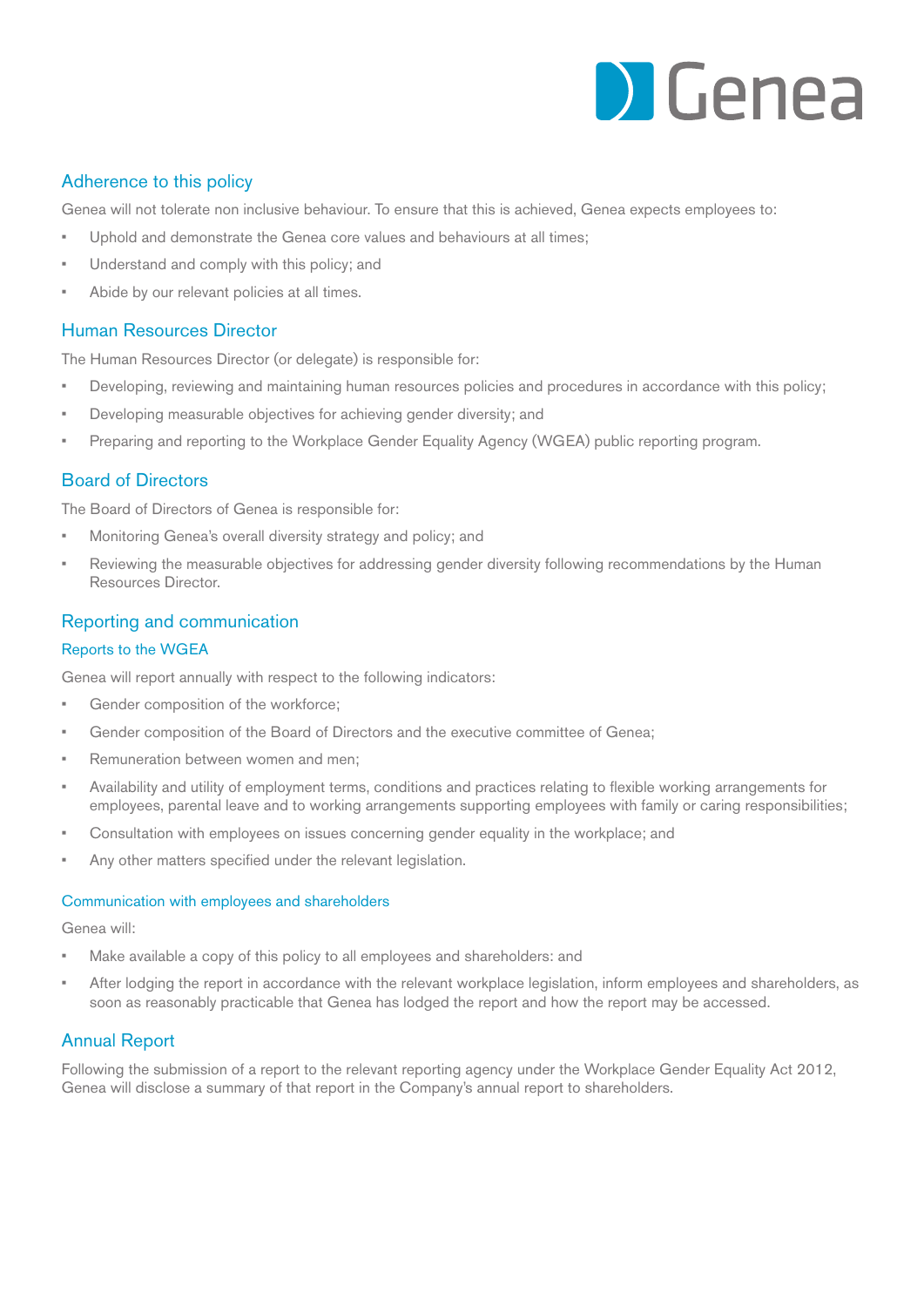## Adherence to this policy

Genea will not tolerate non inclusive behaviour. To ensure that this is achieved, Genea expects employees to:

- Uphold and demonstrate the Genea core values and behaviours at all times;
- Understand and comply with this policy; and
- Abide by our relevant policies at all times.

## Human Resources Director

The Human Resources Director (or delegate) is responsible for:

- Developing, reviewing and maintaining human resources policies and procedures in accordance with this policy;
- Developing measurable objectives for achieving gender diversity; and
- Preparing and reporting to the Workplace Gender Equality Agency (WGEA) public reporting program.

## Board of Directors

The Board of Directors of Genea is responsible for:

- Monitoring Genea's overall diversity strategy and policy; and
- Reviewing the measurable objectives for addressing gender diversity following recommendations by the Human Resources Director.

## Reporting and communication

### Reports to the WGEA

Genea will report annually with respect to the following indicators:

- Gender composition of the workforce;
- Gender composition of the Board of Directors and the executive committee of Genea;
- Remuneration between women and men;
- Availability and utility of employment terms, conditions and practices relating to flexible working arrangements for employees, parental leave and to working arrangements supporting employees with family or caring responsibilities;
- Consultation with employees on issues concerning gender equality in the workplace; and
- Any other matters specified under the relevant legislation.

### Communication with employees and shareholders

Genea will:

- Make available a copy of this policy to all employees and shareholders: and
- After lodging the report in accordance with the relevant workplace legislation, inform employees and shareholders, as soon as reasonably practicable that Genea has lodged the report and how the report may be accessed.

## Annual Report

Following the submission of a report to the relevant reporting agency under the Workplace Gender Equality Act 2012, Genea will disclose a summary of that report in the Company's annual report to shareholders.